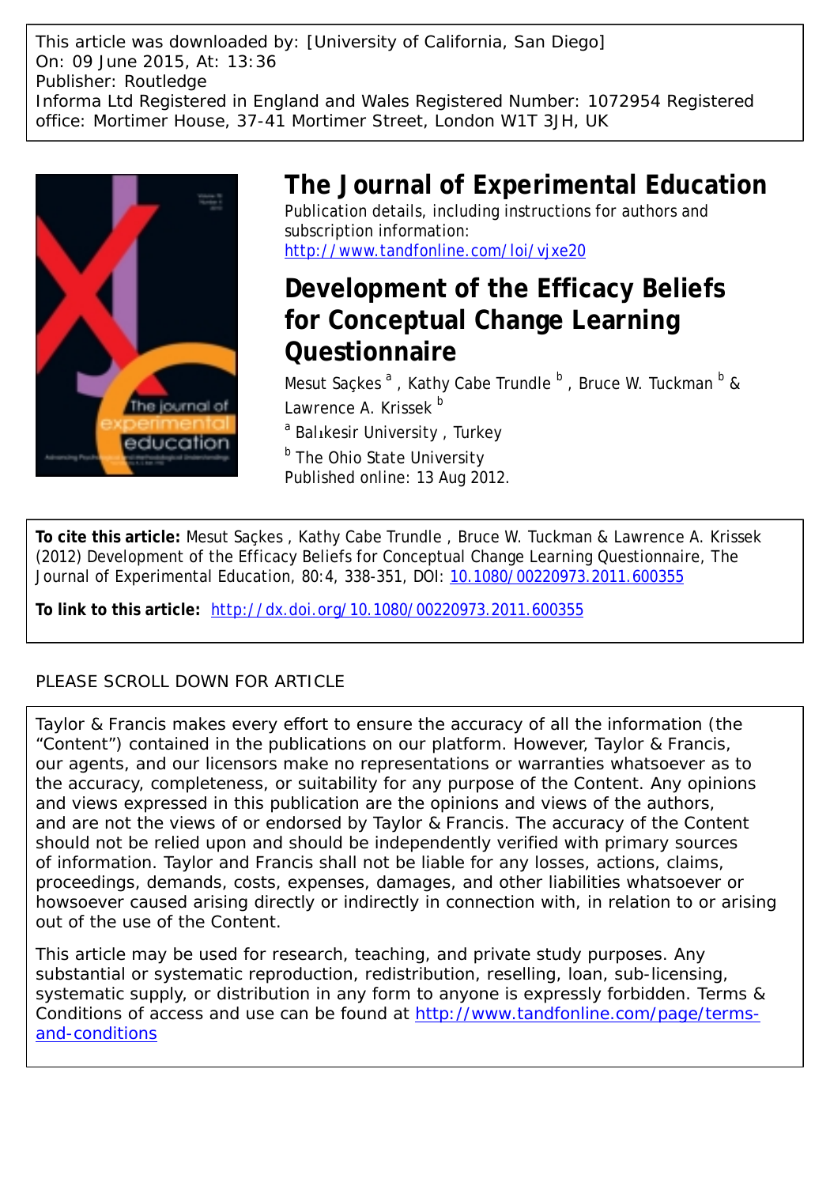This article was downloaded by: [University of California, San Diego]
On: 09 June 2015, At: 13:36
Publisher: Routledge
Informa Ltd Registered in England and Wales Registered Number: 1072954 Registered office: Mortimer House, 37-41 Mortimer Street, London W1T 3JH, UK

# The Journal of Experimental Education

Publication details, including instructions for authors and subscription information:
http://www.tandfonline.com/loi/vjxe20

## Development of the Efficacy Beliefs for Conceptual Change Learning Questionnaire

Mesut Saçkes [a] , Kathy Cabe Trundle [b] , Bruce W. Tuckman [b] & Lawrence A. Krissek [b]

[a] Balıkesir University , Turkey

[b] The Ohio State University

Published online: 13 Aug 2012.

**To cite this article:** Mesut Saçkes , Kathy Cabe Trundle , Bruce W. Tuckman & Lawrence A. Krissek (2012) Development of the Efficacy Beliefs for Conceptual Change Learning Questionnaire, The Journal of Experimental Education, 80:4, 338-351, DOI: 10.1080/00220973.2011.600355

**To link to this article:** http://dx.doi.org/10.1080/00220973.2011.600355

PLEASE SCROLL DOWN FOR ARTICLE

Taylor & Francis makes every effort to ensure the accuracy of all the information (the "Content") contained in the publications on our platform. However, Taylor & Francis, our agents, and our licensors make no representations or warranties whatsoever as to the accuracy, completeness, or suitability for any purpose of the Content. Any opinions and views expressed in this publication are the opinions and views of the authors, and are not the views of or endorsed by Taylor & Francis. The accuracy of the Content should not be relied upon and should be independently verified with primary sources of information. Taylor and Francis shall not be liable for any losses, actions, claims, proceedings, demands, costs, expenses, damages, and other liabilities whatsoever or howsoever caused arising directly or indirectly in connection with, in relation to or arising out of the use of the Content.

This article may be used for research, teaching, and private study purposes. Any substantial or systematic reproduction, redistribution, reselling, loan, sub-licensing, systematic supply, or distribution in any form to anyone is expressly forbidden. Terms & Conditions of access and use can be found at http://www.tandfonline.com/page/terms-and-conditions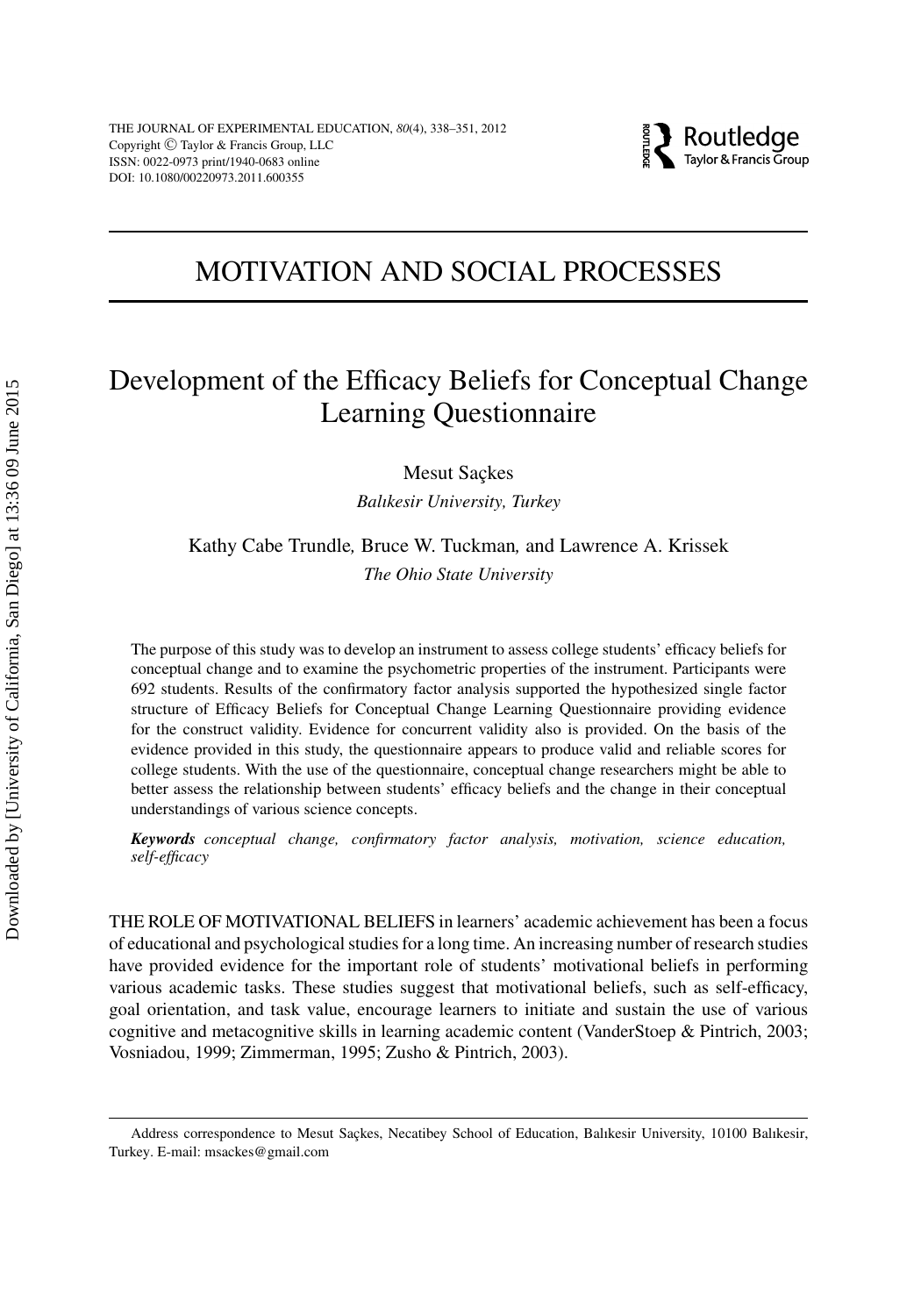# MOTIVATION AND SOCIAL PROCESSES

# Development of the Efficacy Beliefs for Conceptual Change Learning Questionnaire

Mesut Saçkes

*Balıkesir University, Turkey*

Kathy Cabe Trundle, Bruce W. Tuckman, and Lawrence A. Krissek

*The Ohio State University*

The purpose of this study was to develop an instrument to assess college students' efficacy beliefs for conceptual change and to examine the psychometric properties of the instrument. Participants were 692 students. Results of the confirmatory factor analysis supported the hypothesized single factor structure of Efficacy Beliefs for Conceptual Change Learning Questionnaire providing evidence for the construct validity. Evidence for concurrent validity also is provided. On the basis of the evidence provided in this study, the questionnaire appears to produce valid and reliable scores for college students. With the use of the questionnaire, conceptual change researchers might be able to better assess the relationship between students' efficacy beliefs and the change in their conceptual understandings of various science concepts.

***Keywords*** *conceptual change, confirmatory factor analysis, motivation, science education, self-efficacy*

THE ROLE OF MOTIVATIONAL BELIEFS in learners' academic achievement has been a focus of educational and psychological studies for a long time. An increasing number of research studies have provided evidence for the important role of students' motivational beliefs in performing various academic tasks. These studies suggest that motivational beliefs, such as self-efficacy, goal orientation, and task value, encourage learners to initiate and sustain the use of various cognitive and metacognitive skills in learning academic content (VanderStoep & Pintrich, 2003; Vosniadou, 1999; Zimmerman, 1995; Zusho & Pintrich, 2003).

Address correspondence to Mesut Saçkes, Necatibey School of Education, Balıkesir University, 10100 Balıkesir, Turkey. E-mail: msackes@gmail.com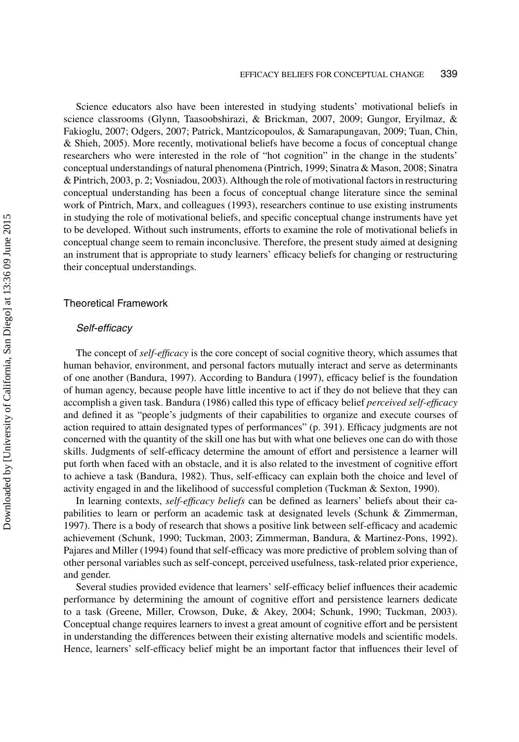Science educators also have been interested in studying students' motivational beliefs in science classrooms (Glynn, Taasoobshirazi, & Brickman, 2007, 2009; Gungor, Eryilmaz, & Fakioglu, 2007; Odgers, 2007; Patrick, Mantzicopoulos, & Samarapungavan, 2009; Tuan, Chin, & Shieh, 2005). More recently, motivational beliefs have become a focus of conceptual change researchers who were interested in the role of "hot cognition" in the change in the students' conceptual understandings of natural phenomena (Pintrich, 1999; Sinatra & Mason, 2008; Sinatra & Pintrich, 2003, p. 2; Vosniadou, 2003). Although the role of motivational factors in restructuring conceptual understanding has been a focus of conceptual change literature since the seminal work of Pintrich, Marx, and colleagues (1993), researchers continue to use existing instruments in studying the role of motivational beliefs, and specific conceptual change instruments have yet to be developed. Without such instruments, efforts to examine the role of motivational beliefs in conceptual change seem to remain inconclusive. Therefore, the present study aimed at designing an instrument that is appropriate to study learners' efficacy beliefs for changing or restructuring their conceptual understandings.

## Theoretical Framework

### *Self-efficacy*

The concept of *self-efficacy* is the core concept of social cognitive theory, which assumes that human behavior, environment, and personal factors mutually interact and serve as determinants of one another (Bandura, 1997). According to Bandura (1997), efficacy belief is the foundation of human agency, because people have little incentive to act if they do not believe that they can accomplish a given task. Bandura (1986) called this type of efficacy belief *perceived self-efficacy* and defined it as "people's judgments of their capabilities to organize and execute courses of action required to attain designated types of performances" (p. 391). Efficacy judgments are not concerned with the quantity of the skill one has but with what one believes one can do with those skills. Judgments of self-efficacy determine the amount of effort and persistence a learner will put forth when faced with an obstacle, and it is also related to the investment of cognitive effort to achieve a task (Bandura, 1982). Thus, self-efficacy can explain both the choice and level of activity engaged in and the likelihood of successful completion (Tuckman & Sexton, 1990).

In learning contexts, *self-efficacy beliefs* can be defined as learners' beliefs about their capabilities to learn or perform an academic task at designated levels (Schunk & Zimmerman, 1997). There is a body of research that shows a positive link between self-efficacy and academic achievement (Schunk, 1990; Tuckman, 2003; Zimmerman, Bandura, & Martinez-Pons, 1992). Pajares and Miller (1994) found that self-efficacy was more predictive of problem solving than of other personal variables such as self-concept, perceived usefulness, task-related prior experience, and gender.

Several studies provided evidence that learners' self-efficacy belief influences their academic performance by determining the amount of cognitive effort and persistence learners dedicate to a task (Greene, Miller, Crowson, Duke, & Akey, 2004; Schunk, 1990; Tuckman, 2003). Conceptual change requires learners to invest a great amount of cognitive effort and be persistent in understanding the differences between their existing alternative models and scientific models. Hence, learners' self-efficacy belief might be an important factor that influences their level of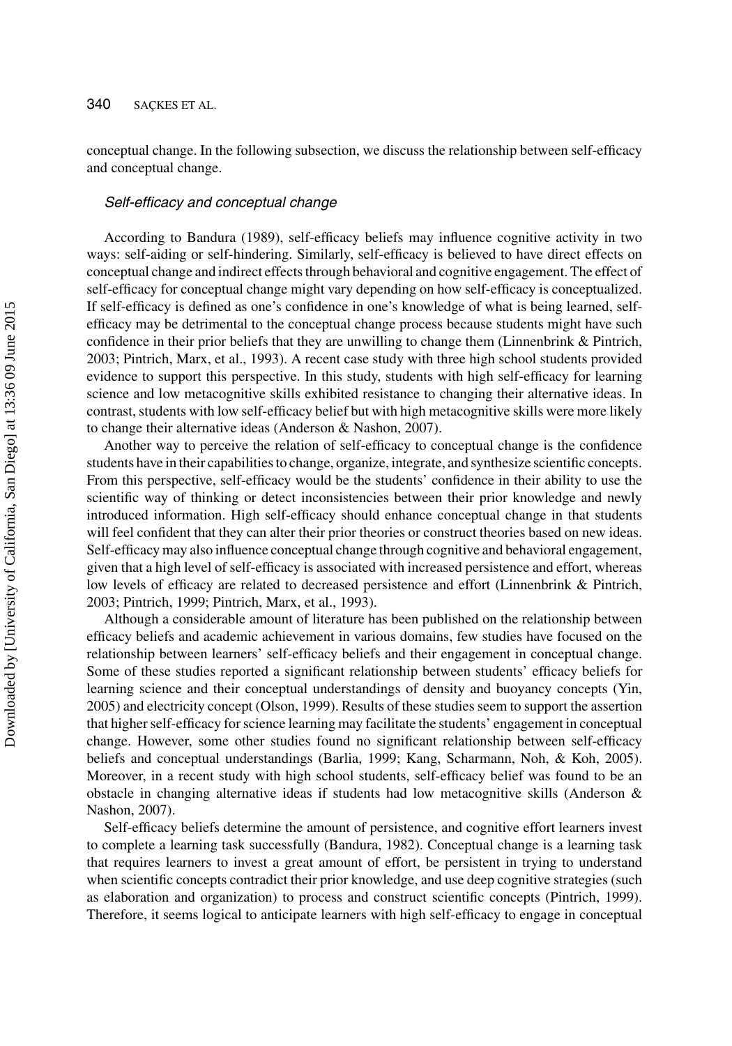conceptual change. In the following subsection, we discuss the relationship between self-efficacy and conceptual change.

### *Self-efficacy and conceptual change*

According to Bandura (1989), self-efficacy beliefs may influence cognitive activity in two ways: self-aiding or self-hindering. Similarly, self-efficacy is believed to have direct effects on conceptual change and indirect effects through behavioral and cognitive engagement. The effect of self-efficacy for conceptual change might vary depending on how self-efficacy is conceptualized. If self-efficacy is defined as one's confidence in one's knowledge of what is being learned, self-efficacy may be detrimental to the conceptual change process because students might have such confidence in their prior beliefs that they are unwilling to change them (Linnenbrink & Pintrich, 2003; Pintrich, Marx, et al., 1993). A recent case study with three high school students provided evidence to support this perspective. In this study, students with high self-efficacy for learning science and low metacognitive skills exhibited resistance to changing their alternative ideas. In contrast, students with low self-efficacy belief but with high metacognitive skills were more likely to change their alternative ideas (Anderson & Nashon, 2007).

Another way to perceive the relation of self-efficacy to conceptual change is the confidence students have in their capabilities to change, organize, integrate, and synthesize scientific concepts. From this perspective, self-efficacy would be the students' confidence in their ability to use the scientific way of thinking or detect inconsistencies between their prior knowledge and newly introduced information. High self-efficacy should enhance conceptual change in that students will feel confident that they can alter their prior theories or construct theories based on new ideas. Self-efficacy may also influence conceptual change through cognitive and behavioral engagement, given that a high level of self-efficacy is associated with increased persistence and effort, whereas low levels of efficacy are related to decreased persistence and effort (Linnenbrink & Pintrich, 2003; Pintrich, 1999; Pintrich, Marx, et al., 1993).

Although a considerable amount of literature has been published on the relationship between efficacy beliefs and academic achievement in various domains, few studies have focused on the relationship between learners' self-efficacy beliefs and their engagement in conceptual change. Some of these studies reported a significant relationship between students' efficacy beliefs for learning science and their conceptual understandings of density and buoyancy concepts (Yin, 2005) and electricity concept (Olson, 1999). Results of these studies seem to support the assertion that higher self-efficacy for science learning may facilitate the students' engagement in conceptual change. However, some other studies found no significant relationship between self-efficacy beliefs and conceptual understandings (Barlia, 1999; Kang, Scharmann, Noh, & Koh, 2005). Moreover, in a recent study with high school students, self-efficacy belief was found to be an obstacle in changing alternative ideas if students had low metacognitive skills (Anderson & Nashon, 2007).

Self-efficacy beliefs determine the amount of persistence, and cognitive effort learners invest to complete a learning task successfully (Bandura, 1982). Conceptual change is a learning task that requires learners to invest a great amount of effort, be persistent in trying to understand when scientific concepts contradict their prior knowledge, and use deep cognitive strategies (such as elaboration and organization) to process and construct scientific concepts (Pintrich, 1999). Therefore, it seems logical to anticipate learners with high self-efficacy to engage in conceptual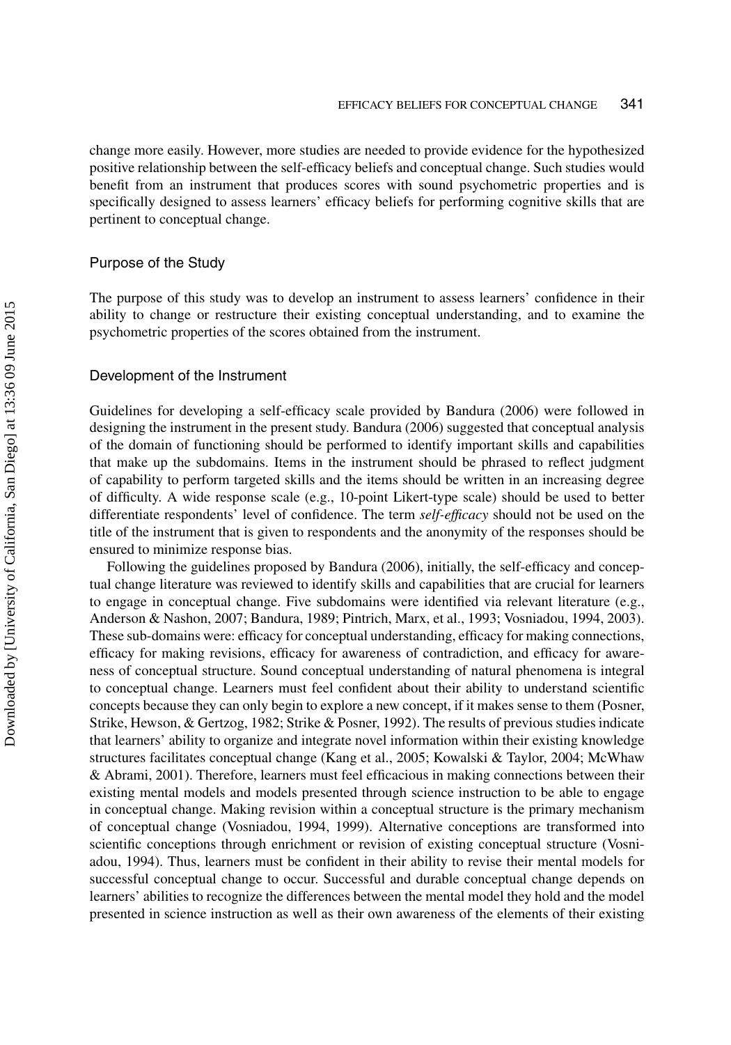change more easily. However, more studies are needed to provide evidence for the hypothesized positive relationship between the self-efficacy beliefs and conceptual change. Such studies would benefit from an instrument that produces scores with sound psychometric properties and is specifically designed to assess learners' efficacy beliefs for performing cognitive skills that are pertinent to conceptual change.

## Purpose of the Study

The purpose of this study was to develop an instrument to assess learners' confidence in their ability to change or restructure their existing conceptual understanding, and to examine the psychometric properties of the scores obtained from the instrument.

## Development of the Instrument

Guidelines for developing a self-efficacy scale provided by Bandura (2006) were followed in designing the instrument in the present study. Bandura (2006) suggested that conceptual analysis of the domain of functioning should be performed to identify important skills and capabilities that make up the subdomains. Items in the instrument should be phrased to reflect judgment of capability to perform targeted skills and the items should be written in an increasing degree of difficulty. A wide response scale (e.g., 10-point Likert-type scale) should be used to better differentiate respondents' level of confidence. The term *self-efficacy* should not be used on the title of the instrument that is given to respondents and the anonymity of the responses should be ensured to minimize response bias.

Following the guidelines proposed by Bandura (2006), initially, the self-efficacy and conceptual change literature was reviewed to identify skills and capabilities that are crucial for learners to engage in conceptual change. Five subdomains were identified via relevant literature (e.g., Anderson & Nashon, 2007; Bandura, 1989; Pintrich, Marx, et al., 1993; Vosniadou, 1994, 2003). These sub-domains were: efficacy for conceptual understanding, efficacy for making connections, efficacy for making revisions, efficacy for awareness of contradiction, and efficacy for awareness of conceptual structure. Sound conceptual understanding of natural phenomena is integral to conceptual change. Learners must feel confident about their ability to understand scientific concepts because they can only begin to explore a new concept, if it makes sense to them (Posner, Strike, Hewson, & Gertzog, 1982; Strike & Posner, 1992). The results of previous studies indicate that learners' ability to organize and integrate novel information within their existing knowledge structures facilitates conceptual change (Kang et al., 2005; Kowalski & Taylor, 2004; McWhaw & Abrami, 2001). Therefore, learners must feel efficacious in making connections between their existing mental models and models presented through science instruction to be able to engage in conceptual change. Making revision within a conceptual structure is the primary mechanism of conceptual change (Vosniadou, 1994, 1999). Alternative conceptions are transformed into scientific conceptions through enrichment or revision of existing conceptual structure (Vosniadou, 1994). Thus, learners must be confident in their ability to revise their mental models for successful conceptual change to occur. Successful and durable conceptual change depends on learners' abilities to recognize the differences between the mental model they hold and the model presented in science instruction as well as their own awareness of the elements of their existing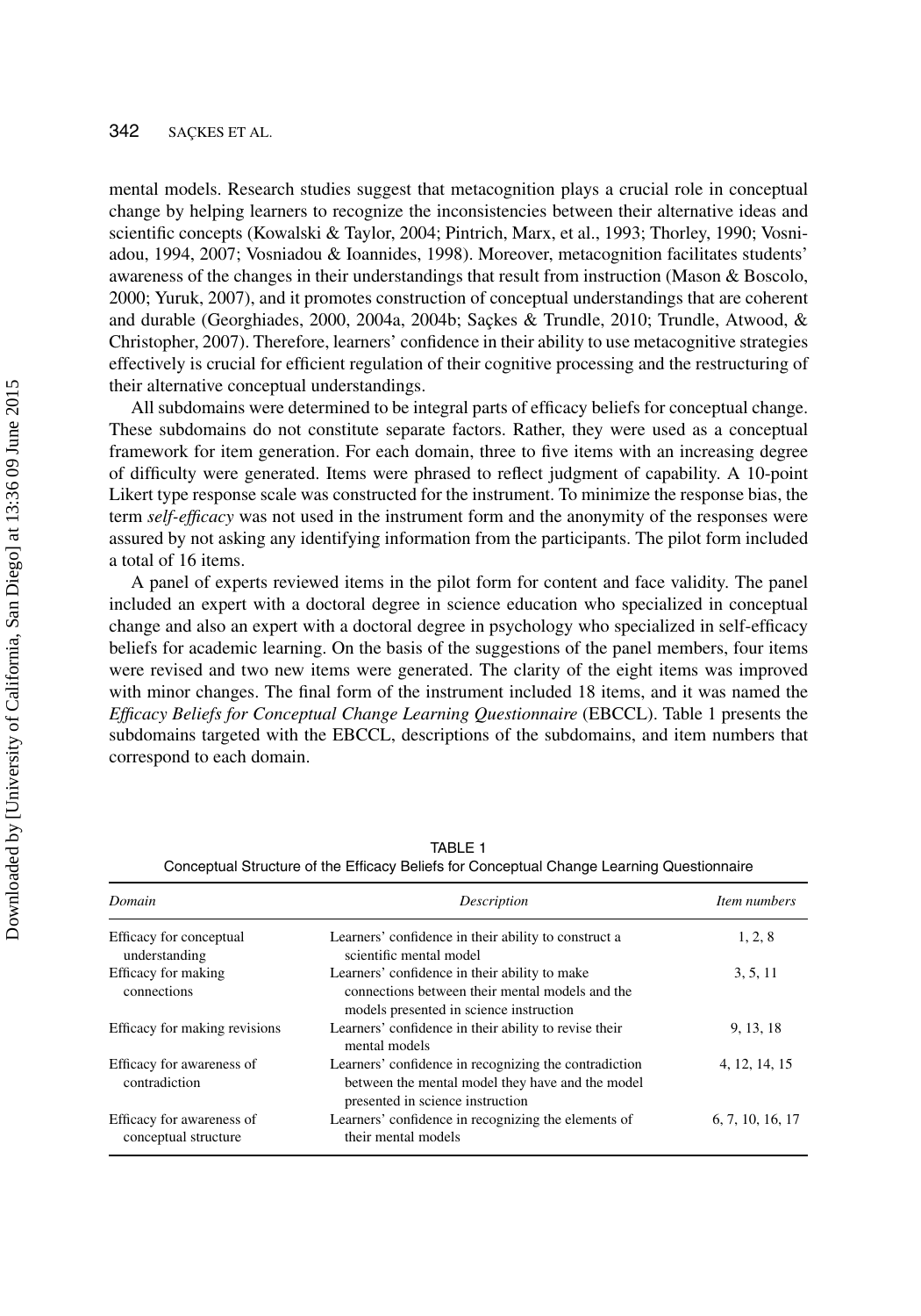mental models. Research studies suggest that metacognition plays a crucial role in conceptual change by helping learners to recognize the inconsistencies between their alternative ideas and scientific concepts (Kowalski & Taylor, 2004; Pintrich, Marx, et al., 1993; Thorley, 1990; Vosniadou, 1994, 2007; Vosniadou & Ioannides, 1998). Moreover, metacognition facilitates students' awareness of the changes in their understandings that result from instruction (Mason & Boscolo, 2000; Yuruk, 2007), and it promotes construction of conceptual understandings that are coherent and durable (Georghiades, 2000, 2004a, 2004b; Saçkes & Trundle, 2010; Trundle, Atwood, & Christopher, 2007). Therefore, learners' confidence in their ability to use metacognitive strategies effectively is crucial for efficient regulation of their cognitive processing and the restructuring of their alternative conceptual understandings.

All subdomains were determined to be integral parts of efficacy beliefs for conceptual change. These subdomains do not constitute separate factors. Rather, they were used as a conceptual framework for item generation. For each domain, three to five items with an increasing degree of difficulty were generated. Items were phrased to reflect judgment of capability. A 10-point Likert type response scale was constructed for the instrument. To minimize the response bias, the term *self-efficacy* was not used in the instrument form and the anonymity of the responses were assured by not asking any identifying information from the participants. The pilot form included a total of 16 items.

A panel of experts reviewed items in the pilot form for content and face validity. The panel included an expert with a doctoral degree in science education who specialized in conceptual change and also an expert with a doctoral degree in psychology who specialized in self-efficacy beliefs for academic learning. On the basis of the suggestions of the panel members, four items were revised and two new items were generated. The clarity of the eight items was improved with minor changes. The final form of the instrument included 18 items, and it was named the *Efficacy Beliefs for Conceptual Change Learning Questionnaire* (EBCCL). Table 1 presents the subdomains targeted with the EBCCL, descriptions of the subdomains, and item numbers that correspond to each domain.

TABLE 1
Conceptual Structure of the Efficacy Beliefs for Conceptual Change Learning Questionnaire

| *Domain* | *Description* | *Item numbers* |
|---|---|---|
| Efficacy for conceptual understanding | Learners' confidence in their ability to construct a scientific mental model | 1, 2, 8 |
| Efficacy for making connections | Learners' confidence in their ability to make connections between their mental models and the models presented in science instruction | 3, 5, 11 |
| Efficacy for making revisions | Learners' confidence in their ability to revise their mental models | 9, 13, 18 |
| Efficacy for awareness of contradiction | Learners' confidence in recognizing the contradiction between the mental model they have and the model presented in science instruction | 4, 12, 14, 15 |
| Efficacy for awareness of conceptual structure | Learners' confidence in recognizing the elements of their mental models | 6, 7, 10, 16, 17 |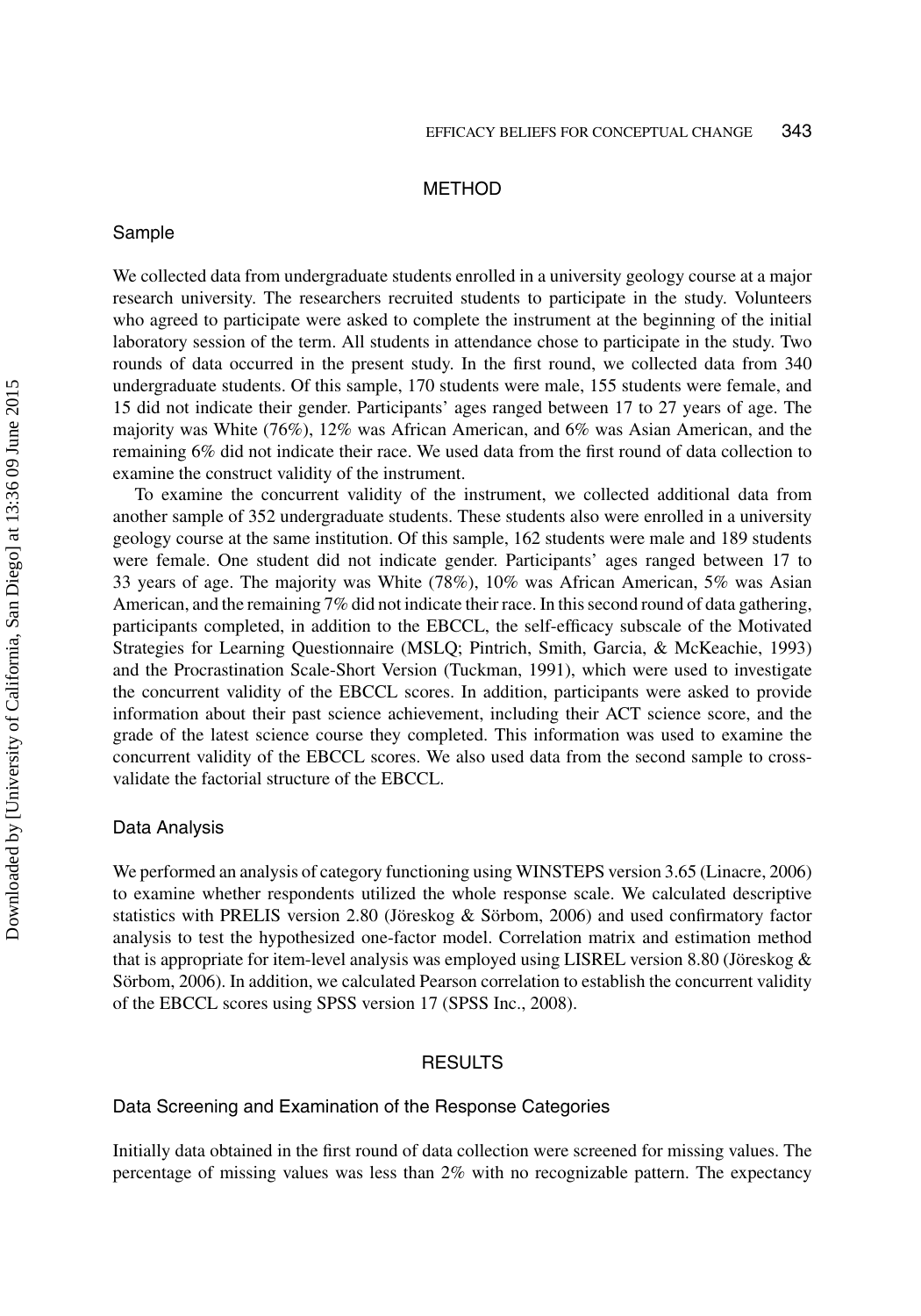## METHOD

### Sample

We collected data from undergraduate students enrolled in a university geology course at a major research university. The researchers recruited students to participate in the study. Volunteers who agreed to participate were asked to complete the instrument at the beginning of the initial laboratory session of the term. All students in attendance chose to participate in the study. Two rounds of data occurred in the present study. In the first round, we collected data from 340 undergraduate students. Of this sample, 170 students were male, 155 students were female, and 15 did not indicate their gender. Participants' ages ranged between 17 to 27 years of age. The majority was White (76%), 12% was African American, and 6% was Asian American, and the remaining 6% did not indicate their race. We used data from the first round of data collection to examine the construct validity of the instrument.

To examine the concurrent validity of the instrument, we collected additional data from another sample of 352 undergraduate students. These students also were enrolled in a university geology course at the same institution. Of this sample, 162 students were male and 189 students were female. One student did not indicate gender. Participants' ages ranged between 17 to 33 years of age. The majority was White (78%), 10% was African American, 5% was Asian American, and the remaining 7% did not indicate their race. In this second round of data gathering, participants completed, in addition to the EBCCL, the self-efficacy subscale of the Motivated Strategies for Learning Questionnaire (MSLQ; Pintrich, Smith, Garcia, & McKeachie, 1993) and the Procrastination Scale-Short Version (Tuckman, 1991), which were used to investigate the concurrent validity of the EBCCL scores. In addition, participants were asked to provide information about their past science achievement, including their ACT science score, and the grade of the latest science course they completed. This information was used to examine the concurrent validity of the EBCCL scores. We also used data from the second sample to cross-validate the factorial structure of the EBCCL.

### Data Analysis

We performed an analysis of category functioning using WINSTEPS version 3.65 (Linacre, 2006) to examine whether respondents utilized the whole response scale. We calculated descriptive statistics with PRELIS version 2.80 (Jöreskog & Sörbom, 2006) and used confirmatory factor analysis to test the hypothesized one-factor model. Correlation matrix and estimation method that is appropriate for item-level analysis was employed using LISREL version 8.80 (Jöreskog & Sörbom, 2006). In addition, we calculated Pearson correlation to establish the concurrent validity of the EBCCL scores using SPSS version 17 (SPSS Inc., 2008).

## RESULTS

### Data Screening and Examination of the Response Categories

Initially data obtained in the first round of data collection were screened for missing values. The percentage of missing values was less than 2% with no recognizable pattern. The expectancy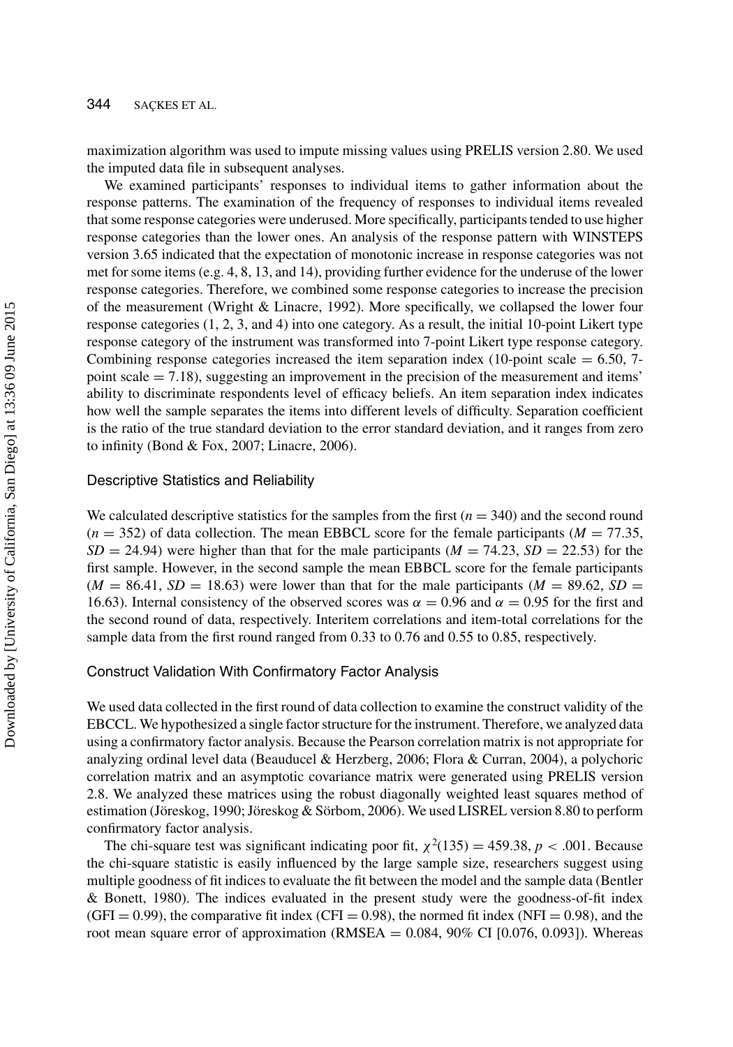maximization algorithm was used to impute missing values using PRELIS version 2.80. We used the imputed data file in subsequent analyses.

We examined participants' responses to individual items to gather information about the response patterns. The examination of the frequency of responses to individual items revealed that some response categories were underused. More specifically, participants tended to use higher response categories than the lower ones. An analysis of the response pattern with WINSTEPS version 3.65 indicated that the expectation of monotonic increase in response categories was not met for some items (e.g. 4, 8, 13, and 14), providing further evidence for the underuse of the lower response categories. Therefore, we combined some response categories to increase the precision of the measurement (Wright & Linacre, 1992). More specifically, we collapsed the lower four response categories (1, 2, 3, and 4) into one category. As a result, the initial 10-point Likert type response category of the instrument was transformed into 7-point Likert type response category. Combining response categories increased the item separation index (10-point scale = 6.50, 7-point scale = 7.18), suggesting an improvement in the precision of the measurement and items' ability to discriminate respondents level of efficacy beliefs. An item separation index indicates how well the sample separates the items into different levels of difficulty. Separation coefficient is the ratio of the true standard deviation to the error standard deviation, and it ranges from zero to infinity (Bond & Fox, 2007; Linacre, 2006).

## Descriptive Statistics and Reliability

We calculated descriptive statistics for the samples from the first ($n = 340$) and the second round ($n = 352$) of data collection. The mean EBBCL score for the female participants ($M = 77.35$, $SD = 24.94$) were higher than that for the male participants ($M = 74.23$, $SD = 22.53$) for the first sample. However, in the second sample the mean EBBCL score for the female participants ($M = 86.41$, $SD = 18.63$) were lower than that for the male participants ($M = 89.62$, $SD = 16.63$). Internal consistency of the observed scores was $\alpha = 0.96$ and $\alpha = 0.95$ for the first and the second round of data, respectively. Interitem correlations and item-total correlations for the sample data from the first round ranged from 0.33 to 0.76 and 0.55 to 0.85, respectively.

## Construct Validation With Confirmatory Factor Analysis

We used data collected in the first round of data collection to examine the construct validity of the EBCCL. We hypothesized a single factor structure for the instrument. Therefore, we analyzed data using a confirmatory factor analysis. Because the Pearson correlation matrix is not appropriate for analyzing ordinal level data (Beauducel & Herzberg, 2006; Flora & Curran, 2004), a polychoric correlation matrix and an asymptotic covariance matrix were generated using PRELIS version 2.8. We analyzed these matrices using the robust diagonally weighted least squares method of estimation (Jöreskog, 1990; Jöreskog & Sörbom, 2006). We used LISREL version 8.80 to perform confirmatory factor analysis.

The chi-square test was significant indicating poor fit, $\chi^2(135) = 459.38$, $p < .001$. Because the chi-square statistic is easily influenced by the large sample size, researchers suggest using multiple goodness of fit indices to evaluate the fit between the model and the sample data (Bentler & Bonett, 1980). The indices evaluated in the present study were the goodness-of-fit index (GFI = 0.99), the comparative fit index (CFI = 0.98), the normed fit index (NFI = 0.98), and the root mean square error of approximation (RMSEA = 0.084, 90% CI [0.076, 0.093]). Whereas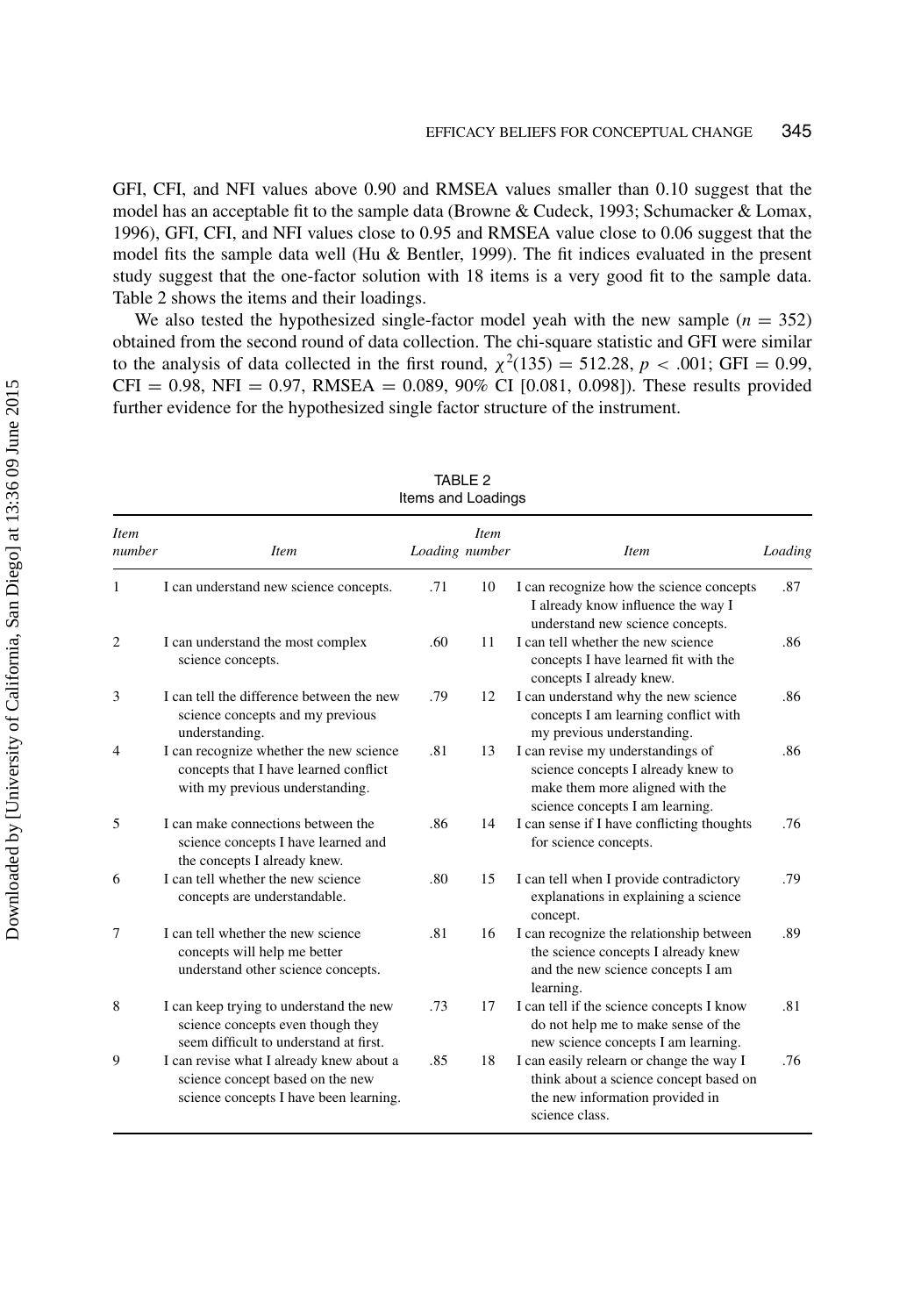GFI, CFI, and NFI values above 0.90 and RMSEA values smaller than 0.10 suggest that the model has an acceptable fit to the sample data (Browne & Cudeck, 1993; Schumacker & Lomax, 1996), GFI, CFI, and NFI values close to 0.95 and RMSEA value close to 0.06 suggest that the model fits the sample data well (Hu & Bentler, 1999). The fit indices evaluated in the present study suggest that the one-factor solution with 18 items is a very good fit to the sample data. Table 2 shows the items and their loadings.

We also tested the hypothesized single-factor model yeah with the new sample ($n = 352$) obtained from the second round of data collection. The chi-square statistic and GFI were similar to the analysis of data collected in the first round, $\chi^2(135) = 512.28$, $p < .001$; GFI = 0.99, CFI = 0.98, NFI = 0.97, RMSEA = 0.089, 90% CI [0.081, 0.098]). These results provided further evidence for the hypothesized single factor structure of the instrument.

TABLE 2
Items and Loadings

| *Item number* | *Item* | *Loading* | *Item number* | *Item* | *Loading* |
|---|---|---|---|---|---|
| 1 | I can understand new science concepts. | .71 | 10 | I can recognize how the science concepts I already know influence the way I understand new science concepts. | .87 |
| 2 | I can understand the most complex science concepts. | .60 | 11 | I can tell whether the new science concepts I have learned fit with the concepts I already knew. | .86 |
| 3 | I can tell the difference between the new science concepts and my previous understanding. | .79 | 12 | I can understand why the new science concepts I am learning conflict with my previous understanding. | .86 |
| 4 | I can recognize whether the new science concepts that I have learned conflict with my previous understanding. | .81 | 13 | I can revise my understandings of science concepts I already knew to make them more aligned with the science concepts I am learning. | .86 |
| 5 | I can make connections between the science concepts I have learned and the concepts I already knew. | .86 | 14 | I can sense if I have conflicting thoughts for science concepts. | .76 |
| 6 | I can tell whether the new science concepts are understandable. | .80 | 15 | I can tell when I provide contradictory explanations in explaining a science concept. | .79 |
| 7 | I can tell whether the new science concepts will help me better understand other science concepts. | .81 | 16 | I can recognize the relationship between the science concepts I already knew and the new science concepts I am learning. | .89 |
| 8 | I can keep trying to understand the new science concepts even though they seem difficult to understand at first. | .73 | 17 | I can tell if the science concepts I know do not help me to make sense of the new science concepts I am learning. | .81 |
| 9 | I can revise what I already knew about a science concept based on the new science concepts I have been learning. | .85 | 18 | I can easily relearn or change the way I think about a science concept based on the new information provided in science class. | .76 |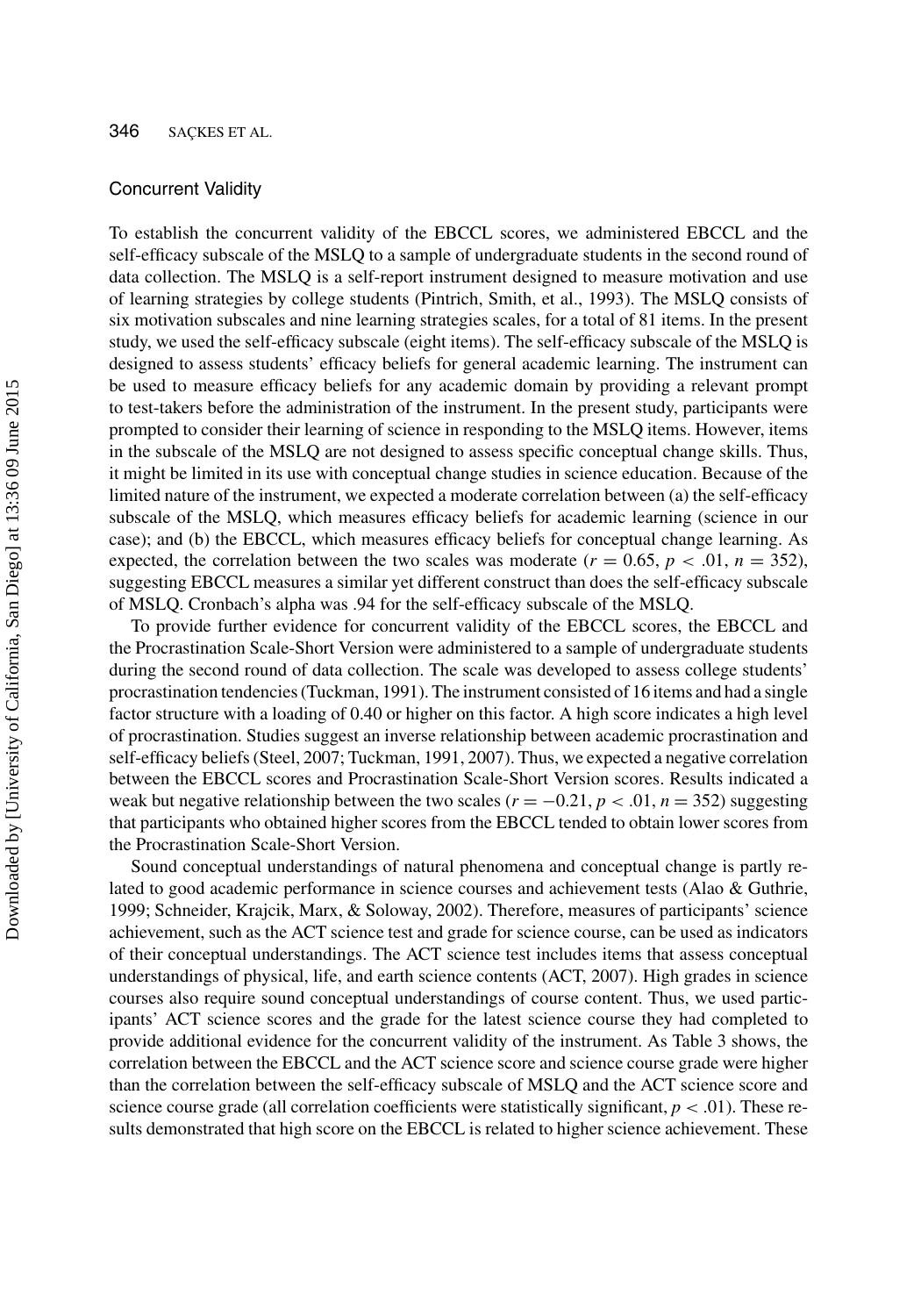## Concurrent Validity

To establish the concurrent validity of the EBCCL scores, we administered EBCCL and the self-efficacy subscale of the MSLQ to a sample of undergraduate students in the second round of data collection. The MSLQ is a self-report instrument designed to measure motivation and use of learning strategies by college students (Pintrich, Smith, et al., 1993). The MSLQ consists of six motivation subscales and nine learning strategies scales, for a total of 81 items. In the present study, we used the self-efficacy subscale (eight items). The self-efficacy subscale of the MSLQ is designed to assess students' efficacy beliefs for general academic learning. The instrument can be used to measure efficacy beliefs for any academic domain by providing a relevant prompt to test-takers before the administration of the instrument. In the present study, participants were prompted to consider their learning of science in responding to the MSLQ items. However, items in the subscale of the MSLQ are not designed to assess specific conceptual change skills. Thus, it might be limited in its use with conceptual change studies in science education. Because of the limited nature of the instrument, we expected a moderate correlation between (a) the self-efficacy subscale of the MSLQ, which measures efficacy beliefs for academic learning (science in our case); and (b) the EBCCL, which measures efficacy beliefs for conceptual change learning. As expected, the correlation between the two scales was moderate ($r = 0.65$, $p < .01$, $n = 352$), suggesting EBCCL measures a similar yet different construct than does the self-efficacy subscale of MSLQ. Cronbach's alpha was .94 for the self-efficacy subscale of the MSLQ.

To provide further evidence for concurrent validity of the EBCCL scores, the EBCCL and the Procrastination Scale-Short Version were administered to a sample of undergraduate students during the second round of data collection. The scale was developed to assess college students' procrastination tendencies (Tuckman, 1991). The instrument consisted of 16 items and had a single factor structure with a loading of 0.40 or higher on this factor. A high score indicates a high level of procrastination. Studies suggest an inverse relationship between academic procrastination and self-efficacy beliefs (Steel, 2007; Tuckman, 1991, 2007). Thus, we expected a negative correlation between the EBCCL scores and Procrastination Scale-Short Version scores. Results indicated a weak but negative relationship between the two scales ($r = -0.21$, $p < .01$, $n = 352$) suggesting that participants who obtained higher scores from the EBCCL tended to obtain lower scores from the Procrastination Scale-Short Version.

Sound conceptual understandings of natural phenomena and conceptual change is partly related to good academic performance in science courses and achievement tests (Alao & Guthrie, 1999; Schneider, Krajcik, Marx, & Soloway, 2002). Therefore, measures of participants' science achievement, such as the ACT science test and grade for science course, can be used as indicators of their conceptual understandings. The ACT science test includes items that assess conceptual understandings of physical, life, and earth science contents (ACT, 2007). High grades in science courses also require sound conceptual understandings of course content. Thus, we used participants' ACT science scores and the grade for the latest science course they had completed to provide additional evidence for the concurrent validity of the instrument. As Table 3 shows, the correlation between the EBCCL and the ACT science score and science course grade were higher than the correlation between the self-efficacy subscale of MSLQ and the ACT science score and science course grade (all correlation coefficients were statistically significant, $p < .01$). These results demonstrated that high score on the EBCCL is related to higher science achievement. These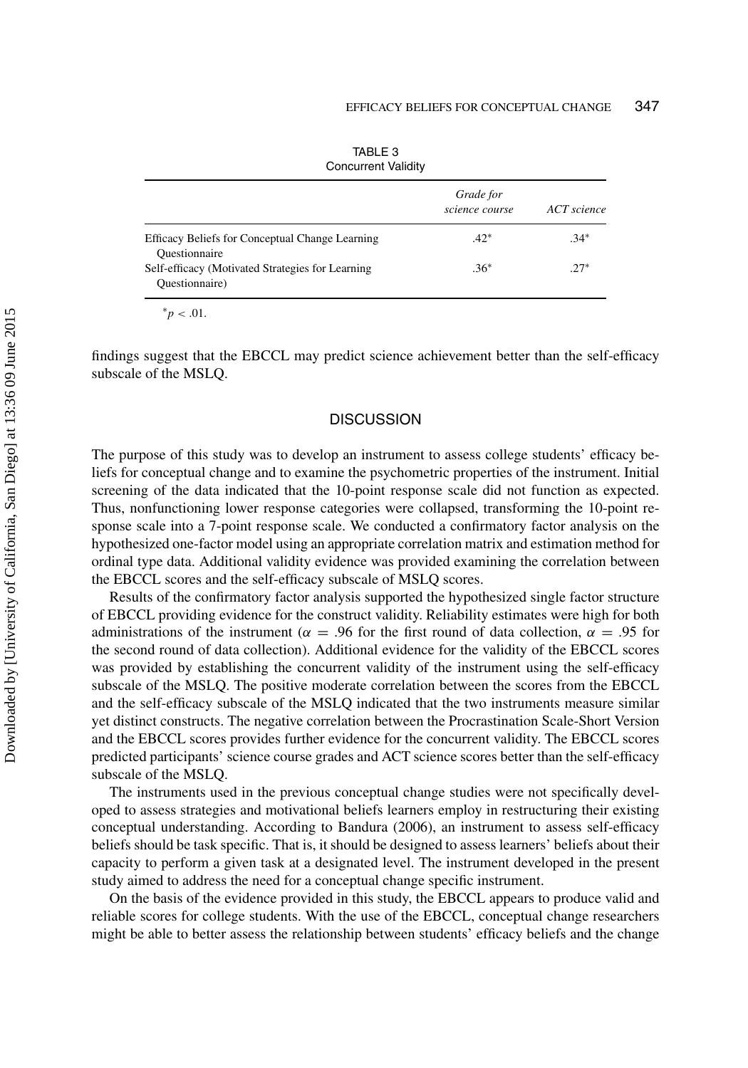TABLE 3
Concurrent Validity

| | *Grade for science course* | *ACT science* |
|---|---|---|
| Efficacy Beliefs for Conceptual Change Learning Questionnaire | .42* | .34* |
| Self-efficacy (Motivated Strategies for Learning Questionnaire) | .36* | .27* |

*$p < .01$.

findings suggest that the EBCCL may predict science achievement better than the self-efficacy subscale of the MSLQ.

## DISCUSSION

The purpose of this study was to develop an instrument to assess college students' efficacy beliefs for conceptual change and to examine the psychometric properties of the instrument. Initial screening of the data indicated that the 10-point response scale did not function as expected. Thus, nonfunctioning lower response categories were collapsed, transforming the 10-point response scale into a 7-point response scale. We conducted a confirmatory factor analysis on the hypothesized one-factor model using an appropriate correlation matrix and estimation method for ordinal type data. Additional validity evidence was provided examining the correlation between the EBCCL scores and the self-efficacy subscale of MSLQ scores.

Results of the confirmatory factor analysis supported the hypothesized single factor structure of EBCCL providing evidence for the construct validity. Reliability estimates were high for both administrations of the instrument ($\alpha = .96$ for the first round of data collection, $\alpha = .95$ for the second round of data collection). Additional evidence for the validity of the EBCCL scores was provided by establishing the concurrent validity of the instrument using the self-efficacy subscale of the MSLQ. The positive moderate correlation between the scores from the EBCCL and the self-efficacy subscale of the MSLQ indicated that the two instruments measure similar yet distinct constructs. The negative correlation between the Procrastination Scale-Short Version and the EBCCL scores provides further evidence for the concurrent validity. The EBCCL scores predicted participants' science course grades and ACT science scores better than the self-efficacy subscale of the MSLQ.

The instruments used in the previous conceptual change studies were not specifically developed to assess strategies and motivational beliefs learners employ in restructuring their existing conceptual understanding. According to Bandura (2006), an instrument to assess self-efficacy beliefs should be task specific. That is, it should be designed to assess learners' beliefs about their capacity to perform a given task at a designated level. The instrument developed in the present study aimed to address the need for a conceptual change specific instrument.

On the basis of the evidence provided in this study, the EBCCL appears to produce valid and reliable scores for college students. With the use of the EBCCL, conceptual change researchers might be able to better assess the relationship between students' efficacy beliefs and the change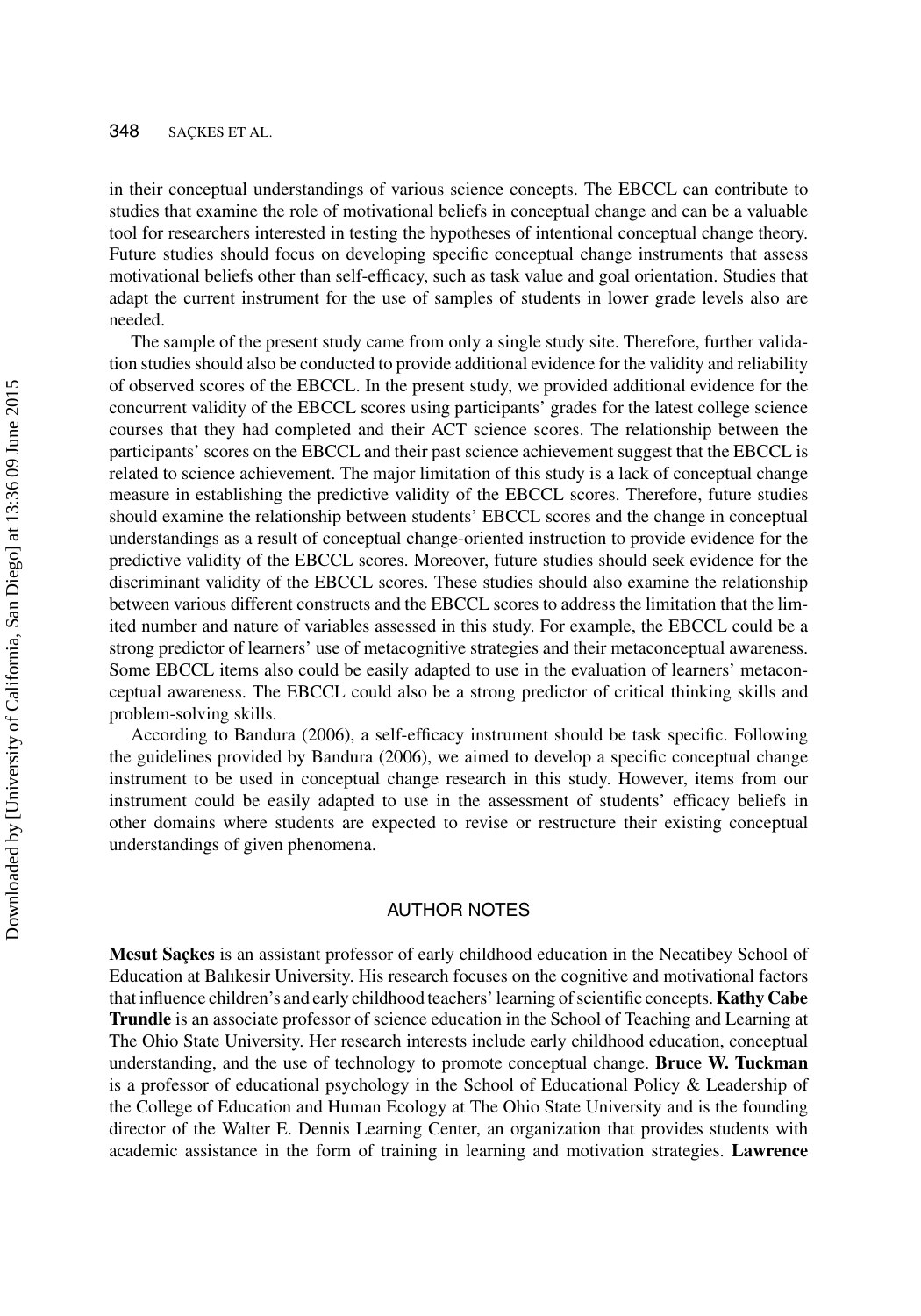in their conceptual understandings of various science concepts. The EBCCL can contribute to studies that examine the role of motivational beliefs in conceptual change and can be a valuable tool for researchers interested in testing the hypotheses of intentional conceptual change theory. Future studies should focus on developing specific conceptual change instruments that assess motivational beliefs other than self-efficacy, such as task value and goal orientation. Studies that adapt the current instrument for the use of samples of students in lower grade levels also are needed.

The sample of the present study came from only a single study site. Therefore, further validation studies should also be conducted to provide additional evidence for the validity and reliability of observed scores of the EBCCL. In the present study, we provided additional evidence for the concurrent validity of the EBCCL scores using participants' grades for the latest college science courses that they had completed and their ACT science scores. The relationship between the participants' scores on the EBCCL and their past science achievement suggest that the EBCCL is related to science achievement. The major limitation of this study is a lack of conceptual change measure in establishing the predictive validity of the EBCCL scores. Therefore, future studies should examine the relationship between students' EBCCL scores and the change in conceptual understandings as a result of conceptual change-oriented instruction to provide evidence for the predictive validity of the EBCCL scores. Moreover, future studies should seek evidence for the discriminant validity of the EBCCL scores. These studies should also examine the relationship between various different constructs and the EBCCL scores to address the limitation that the limited number and nature of variables assessed in this study. For example, the EBCCL could be a strong predictor of learners' use of metacognitive strategies and their metaconceptual awareness. Some EBCCL items also could be easily adapted to use in the evaluation of learners' metaconceptual awareness. The EBCCL could also be a strong predictor of critical thinking skills and problem-solving skills.

According to Bandura (2006), a self-efficacy instrument should be task specific. Following the guidelines provided by Bandura (2006), we aimed to develop a specific conceptual change instrument to be used in conceptual change research in this study. However, items from our instrument could be easily adapted to use in the assessment of students' efficacy beliefs in other domains where students are expected to revise or restructure their existing conceptual understandings of given phenomena.

## AUTHOR NOTES

**Mesut Saçkes** is an assistant professor of early childhood education in the Necatibey School of Education at Balıkesir University. His research focuses on the cognitive and motivational factors that influence children's and early childhood teachers' learning of scientific concepts. **Kathy Cabe Trundle** is an associate professor of science education in the School of Teaching and Learning at The Ohio State University. Her research interests include early childhood education, conceptual understanding, and the use of technology to promote conceptual change. **Bruce W. Tuckman** is a professor of educational psychology in the School of Educational Policy & Leadership of the College of Education and Human Ecology at The Ohio State University and is the founding director of the Walter E. Dennis Learning Center, an organization that provides students with academic assistance in the form of training in learning and motivation strategies. **Lawrence**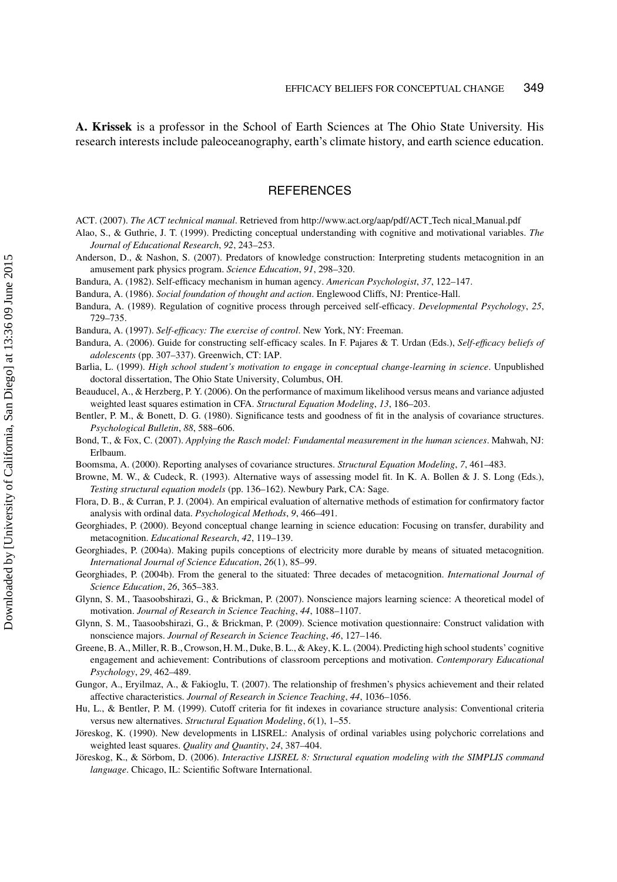**A. Krissek** is a professor in the School of Earth Sciences at The Ohio State University. His research interests include paleoceanography, earth's climate history, and earth science education.

## REFERENCES

ACT. (2007). *The ACT technical manual*. Retrieved from http://www.act.org/aap/pdf/ACT_Tech nical_Manual.pdf

Alao, S., & Guthrie, J. T. (1999). Predicting conceptual understanding with cognitive and motivational variables. *The Journal of Educational Research*, *92*, 243–253.

Anderson, D., & Nashon, S. (2007). Predators of knowledge construction: Interpreting students metacognition in an amusement park physics program. *Science Education*, *91*, 298–320.

Bandura, A. (1982). Self-efficacy mechanism in human agency. *American Psychologist*, *37*, 122–147.

Bandura, A. (1986). *Social foundation of thought and action*. Englewood Cliffs, NJ: Prentice-Hall.

Bandura, A. (1989). Regulation of cognitive process through perceived self-efficacy. *Developmental Psychology*, *25*, 729–735.

Bandura, A. (1997). *Self-efficacy: The exercise of control*. New York, NY: Freeman.

Bandura, A. (2006). Guide for constructing self-efficacy scales. In F. Pajares & T. Urdan (Eds.), *Self-efficacy beliefs of adolescents* (pp. 307–337). Greenwich, CT: IAP.

Barlia, L. (1999). *High school student's motivation to engage in conceptual change-learning in science*. Unpublished doctoral dissertation, The Ohio State University, Columbus, OH.

Beauducel, A., & Herzberg, P. Y. (2006). On the performance of maximum likelihood versus means and variance adjusted weighted least squares estimation in CFA. *Structural Equation Modeling*, *13*, 186–203.

Bentler, P. M., & Bonett, D. G. (1980). Significance tests and goodness of fit in the analysis of covariance structures. *Psychological Bulletin*, *88*, 588–606.

Bond, T., & Fox, C. (2007). *Applying the Rasch model: Fundamental measurement in the human sciences*. Mahwah, NJ: Erlbaum.

Boomsma, A. (2000). Reporting analyses of covariance structures. *Structural Equation Modeling*, *7*, 461–483.

Browne, M. W., & Cudeck, R. (1993). Alternative ways of assessing model fit. In K. A. Bollen & J. S. Long (Eds.), *Testing structural equation models* (pp. 136–162). Newbury Park, CA: Sage.

Flora, D. B., & Curran, P. J. (2004). An empirical evaluation of alternative methods of estimation for confirmatory factor analysis with ordinal data. *Psychological Methods*, *9*, 466–491.

Georghiades, P. (2000). Beyond conceptual change learning in science education: Focusing on transfer, durability and metacognition. *Educational Research*, *42*, 119–139.

Georghiades, P. (2004a). Making pupils conceptions of electricity more durable by means of situated metacognition. *International Journal of Science Education*, *26*(1), 85–99.

Georghiades, P. (2004b). From the general to the situated: Three decades of metacognition. *International Journal of Science Education*, *26*, 365–383.

Glynn, S. M., Taasoobshirazi, G., & Brickman, P. (2007). Nonscience majors learning science: A theoretical model of motivation. *Journal of Research in Science Teaching*, *44*, 1088–1107.

Glynn, S. M., Taasoobshirazi, G., & Brickman, P. (2009). Science motivation questionnaire: Construct validation with nonscience majors. *Journal of Research in Science Teaching*, *46*, 127–146.

Greene, B. A., Miller, R. B., Crowson, H. M., Duke, B. L., & Akey, K. L. (2004). Predicting high school students' cognitive engagement and achievement: Contributions of classroom perceptions and motivation. *Contemporary Educational Psychology*, *29*, 462–489.

Gungor, A., Eryilmaz, A., & Fakioglu, T. (2007). The relationship of freshmen's physics achievement and their related affective characteristics. *Journal of Research in Science Teaching*, *44*, 1036–1056.

Hu, L., & Bentler, P. M. (1999). Cutoff criteria for fit indexes in covariance structure analysis: Conventional criteria versus new alternatives. *Structural Equation Modeling*, *6*(1), 1–55.

Jöreskog, K. (1990). New developments in LISREL: Analysis of ordinal variables using polychoric correlations and weighted least squares. *Quality and Quantity*, *24*, 387–404.

Jöreskog, K., & Sörbom, D. (2006). *Interactive LISREL 8: Structural equation modeling with the SIMPLIS command language*. Chicago, IL: Scientific Software International.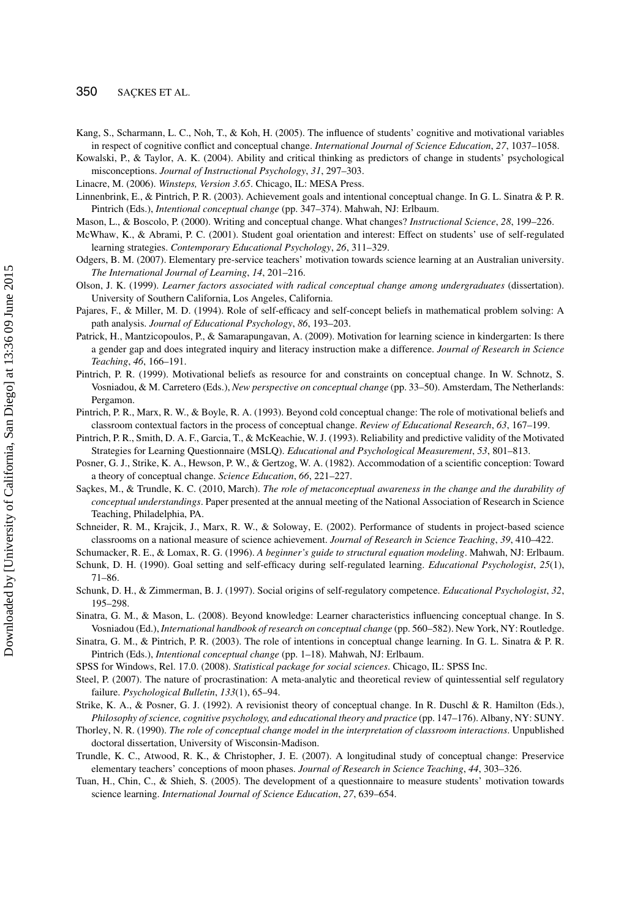Kang, S., Scharmann, L. C., Noh, T., & Koh, H. (2005). The influence of students' cognitive and motivational variables in respect of cognitive conflict and conceptual change. *International Journal of Science Education*, *27*, 1037–1058.

Kowalski, P., & Taylor, A. K. (2004). Ability and critical thinking as predictors of change in students' psychological misconceptions. *Journal of Instructional Psychology*, *31*, 297–303.

Linacre, M. (2006). *Winsteps, Version 3.65*. Chicago, IL: MESA Press.

Linnenbrink, E., & Pintrich, P. R. (2003). Achievement goals and intentional conceptual change. In G. L. Sinatra & P. R. Pintrich (Eds.), *Intentional conceptual change* (pp. 347–374). Mahwah, NJ: Erlbaum.

Mason, L., & Boscolo, P. (2000). Writing and conceptual change. What changes? *Instructional Science*, *28*, 199–226.

McWhaw, K., & Abrami, P. C. (2001). Student goal orientation and interest: Effect on students' use of self-regulated learning strategies. *Contemporary Educational Psychology*, *26*, 311–329.

Odgers, B. M. (2007). Elementary pre-service teachers' motivation towards science learning at an Australian university. *The International Journal of Learning*, *14*, 201–216.

Olson, J. K. (1999). *Learner factors associated with radical conceptual change among undergraduates* (dissertation). University of Southern California, Los Angeles, California.

Pajares, F., & Miller, M. D. (1994). Role of self-efficacy and self-concept beliefs in mathematical problem solving: A path analysis. *Journal of Educational Psychology*, *86*, 193–203.

Patrick, H., Mantzicopoulos, P., & Samarapungavan, A. (2009). Motivation for learning science in kindergarten: Is there a gender gap and does integrated inquiry and literacy instruction make a difference. *Journal of Research in Science Teaching*, *46*, 166–191.

Pintrich, P. R. (1999). Motivational beliefs as resource for and constraints on conceptual change. In W. Schnotz, S. Vosniadou, & M. Carretero (Eds.), *New perspective on conceptual change* (pp. 33–50). Amsterdam, The Netherlands: Pergamon.

Pintrich, P. R., Marx, R. W., & Boyle, R. A. (1993). Beyond cold conceptual change: The role of motivational beliefs and classroom contextual factors in the process of conceptual change. *Review of Educational Research*, *63*, 167–199.

Pintrich, P. R., Smith, D. A. F., Garcia, T., & McKeachie, W. J. (1993). Reliability and predictive validity of the Motivated Strategies for Learning Questionnaire (MSLQ). *Educational and Psychological Measurement*, *53*, 801–813.

Posner, G. J., Strike, K. A., Hewson, P. W., & Gertzog, W. A. (1982). Accommodation of a scientific conception: Toward a theory of conceptual change. *Science Education*, *66*, 221–227.

Saçkes, M., & Trundle, K. C. (2010, March). *The role of metaconceptual awareness in the change and the durability of conceptual understandings*. Paper presented at the annual meeting of the National Association of Research in Science Teaching, Philadelphia, PA.

Schneider, R. M., Krajcik, J., Marx, R. W., & Soloway, E. (2002). Performance of students in project-based science classrooms on a national measure of science achievement. *Journal of Research in Science Teaching*, *39*, 410–422.

Schumacker, R. E., & Lomax, R. G. (1996). *A beginner's guide to structural equation modeling*. Mahwah, NJ: Erlbaum.

Schunk, D. H. (1990). Goal setting and self-efficacy during self-regulated learning. *Educational Psychologist*, *25*(1), 71–86.

Schunk, D. H., & Zimmerman, B. J. (1997). Social origins of self-regulatory competence. *Educational Psychologist*, *32*, 195–298.

Sinatra, G. M., & Mason, L. (2008). Beyond knowledge: Learner characteristics influencing conceptual change. In S. Vosniadou (Ed.), *International handbook of research on conceptual change* (pp. 560–582). New York, NY: Routledge.

Sinatra, G. M., & Pintrich, P. R. (2003). The role of intentions in conceptual change learning. In G. L. Sinatra & P. R. Pintrich (Eds.), *Intentional conceptual change* (pp. 1–18). Mahwah, NJ: Erlbaum.

SPSS for Windows, Rel. 17.0. (2008). *Statistical package for social sciences*. Chicago, IL: SPSS Inc.

Steel, P. (2007). The nature of procrastination: A meta-analytic and theoretical review of quintessential self regulatory failure. *Psychological Bulletin*, *133*(1), 65–94.

Strike, K. A., & Posner, G. J. (1992). A revisionist theory of conceptual change. In R. Duschl & R. Hamilton (Eds.), *Philosophy of science, cognitive psychology, and educational theory and practice* (pp. 147–176). Albany, NY: SUNY.

Thorley, N. R. (1990). *The role of conceptual change model in the interpretation of classroom interactions*. Unpublished doctoral dissertation, University of Wisconsin-Madison.

Trundle, K. C., Atwood, R. K., & Christopher, J. E. (2007). A longitudinal study of conceptual change: Preservice elementary teachers' conceptions of moon phases. *Journal of Research in Science Teaching*, *44*, 303–326.

Tuan, H., Chin, C., & Shieh, S. (2005). The development of a questionnaire to measure students' motivation towards science learning. *International Journal of Science Education*, *27*, 639–654.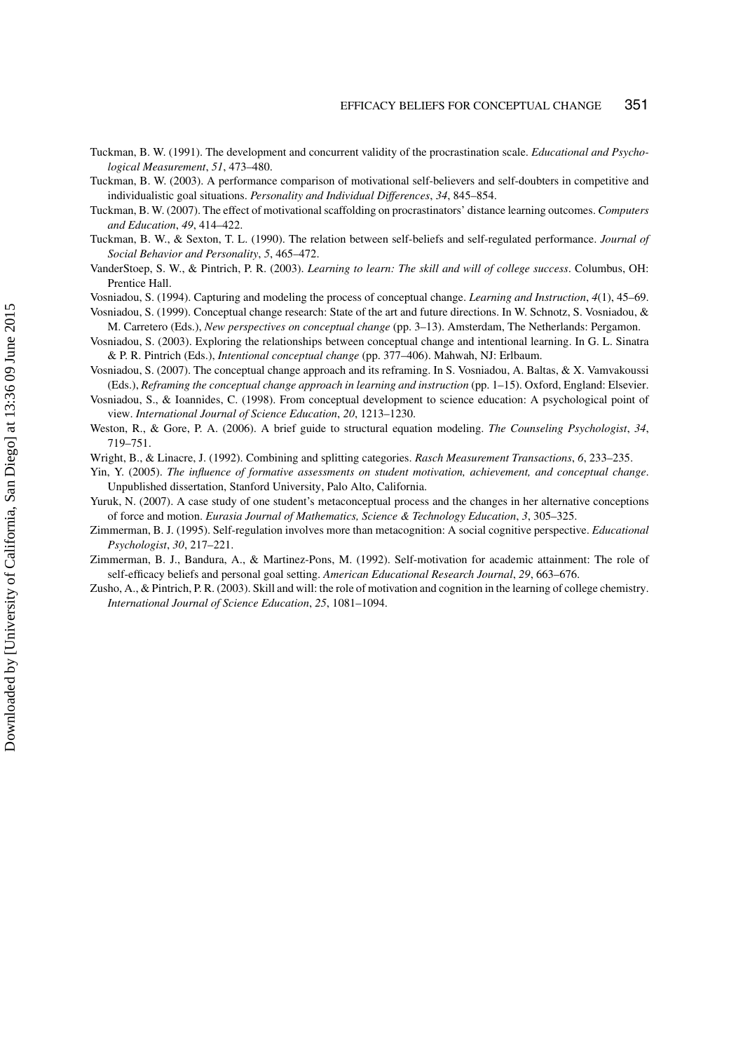Tuckman, B. W. (1991). The development and concurrent validity of the procrastination scale. *Educational and Psychological Measurement*, *51*, 473–480.

Tuckman, B. W. (2003). A performance comparison of motivational self-believers and self-doubters in competitive and individualistic goal situations. *Personality and Individual Differences*, *34*, 845–854.

Tuckman, B. W. (2007). The effect of motivational scaffolding on procrastinators' distance learning outcomes. *Computers and Education*, *49*, 414–422.

Tuckman, B. W., & Sexton, T. L. (1990). The relation between self-beliefs and self-regulated performance. *Journal of Social Behavior and Personality*, *5*, 465–472.

VanderStoep, S. W., & Pintrich, P. R. (2003). *Learning to learn: The skill and will of college success*. Columbus, OH: Prentice Hall.

Vosniadou, S. (1994). Capturing and modeling the process of conceptual change. *Learning and Instruction*, *4*(1), 45–69.

Vosniadou, S. (1999). Conceptual change research: State of the art and future directions. In W. Schnotz, S. Vosniadou, & M. Carretero (Eds.), *New perspectives on conceptual change* (pp. 3–13). Amsterdam, The Netherlands: Pergamon.

Vosniadou, S. (2003). Exploring the relationships between conceptual change and intentional learning. In G. L. Sinatra & P. R. Pintrich (Eds.), *Intentional conceptual change* (pp. 377–406). Mahwah, NJ: Erlbaum.

Vosniadou, S. (2007). The conceptual change approach and its reframing. In S. Vosniadou, A. Baltas, & X. Vamvakoussi (Eds.), *Reframing the conceptual change approach in learning and instruction* (pp. 1–15). Oxford, England: Elsevier.

Vosniadou, S., & Ioannides, C. (1998). From conceptual development to science education: A psychological point of view. *International Journal of Science Education*, *20*, 1213–1230.

Weston, R., & Gore, P. A. (2006). A brief guide to structural equation modeling. *The Counseling Psychologist*, *34*, 719–751.

Wright, B., & Linacre, J. (1992). Combining and splitting categories. *Rasch Measurement Transactions*, *6*, 233–235.

Yin, Y. (2005). *The influence of formative assessments on student motivation, achievement, and conceptual change*. Unpublished dissertation, Stanford University, Palo Alto, California.

Yuruk, N. (2007). A case study of one student's metaconceptual process and the changes in her alternative conceptions of force and motion. *Eurasia Journal of Mathematics, Science & Technology Education*, *3*, 305–325.

Zimmerman, B. J. (1995). Self-regulation involves more than metacognition: A social cognitive perspective. *Educational Psychologist*, *30*, 217–221.

Zimmerman, B. J., Bandura, A., & Martinez-Pons, M. (1992). Self-motivation for academic attainment: The role of self-efficacy beliefs and personal goal setting. *American Educational Research Journal*, *29*, 663–676.

Zusho, A., & Pintrich, P. R. (2003). Skill and will: the role of motivation and cognition in the learning of college chemistry. *International Journal of Science Education*, *25*, 1081–1094.